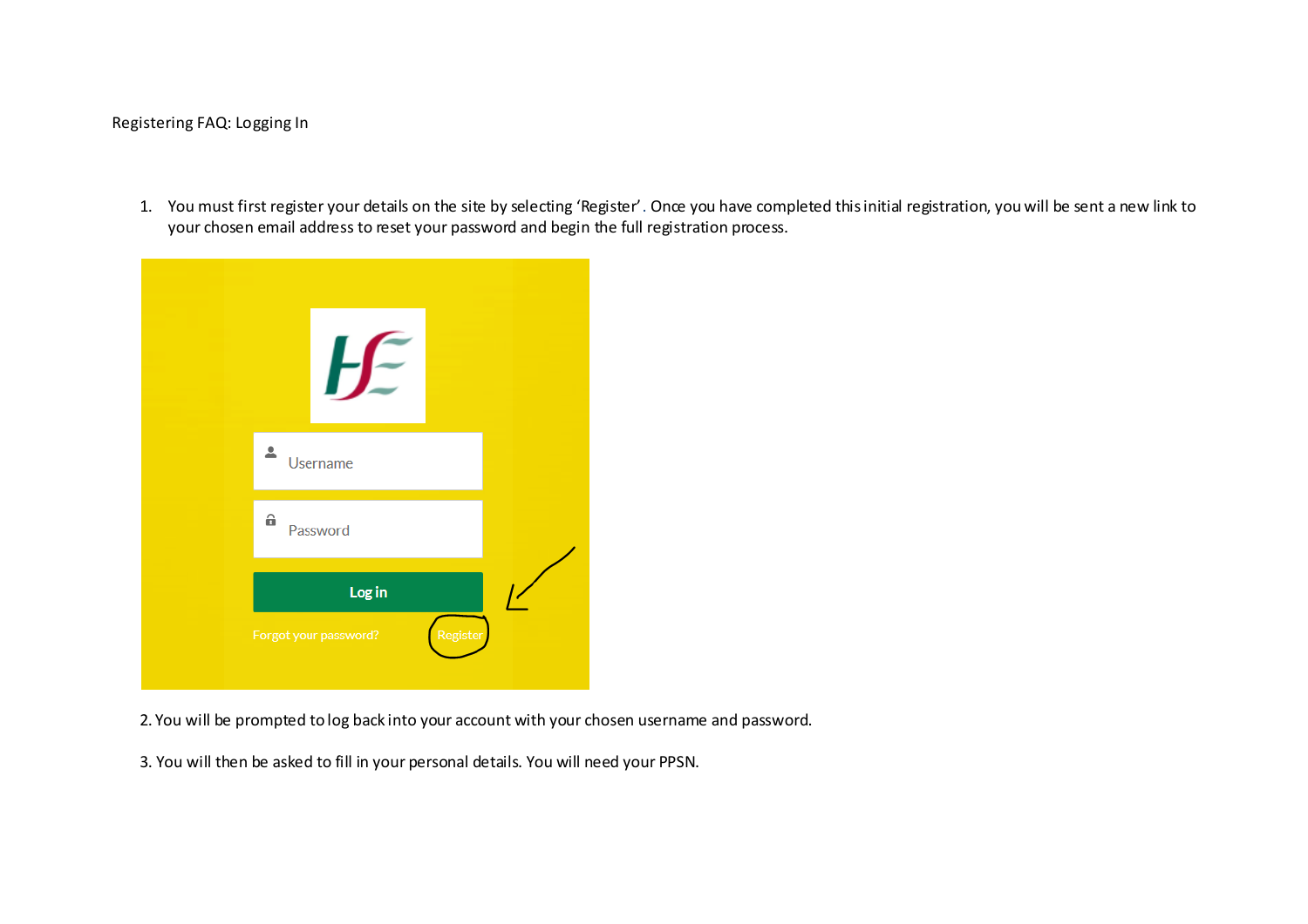Registering FAQ: Logging In

1. You must first register your details on the site by selecting 'Register'. Once you have completed this initial registration, you will be sent a new link to your chosen email address to reset your password and begin the full registration process.

2. You will be prompted to log back into your account with your chosen username and password.

3. You will then be asked to fill in your personal details. You will need your PPSN.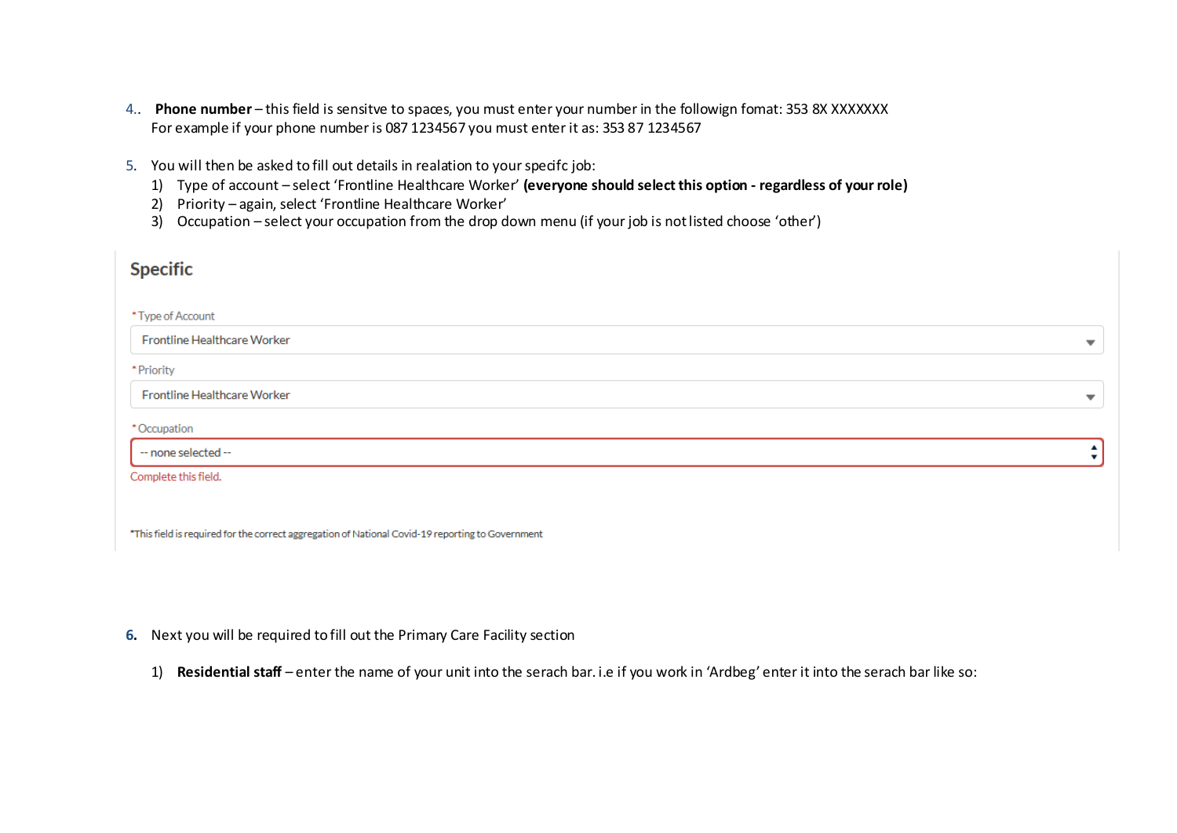4.. **Phone number** – this field is sensitve to spaces, you must enter your number in the followign fomat: 353 8X XXXXXXX
For example if your phone number is 087 1234567 you must enter it as: 353 87 1234567

5. You will then be asked to fill out details in realation to your specifc job:
   1) Type of account – select 'Frontline Healthcare Worker' **(everyone should select this option - regardless of your role)**
   2) Priority – again, select 'Frontline Healthcare Worker'
   3) Occupation – select your occupation from the drop down menu (if your job is not listed choose 'other')

## Specific

\* Type of Account

Frontline Healthcare Worker

\* Priority

Frontline Healthcare Worker

\* Occupation

-- none selected --

Complete this field.

*This field is required for the correct aggregation of National Covid-19 reporting to Government

6. Next you will be required to fill out the Primary Care Facility section
   1) **Residential staff** – enter the name of your unit into the serach bar. i.e if you work in 'Ardbeg' enter it into the serach bar like so: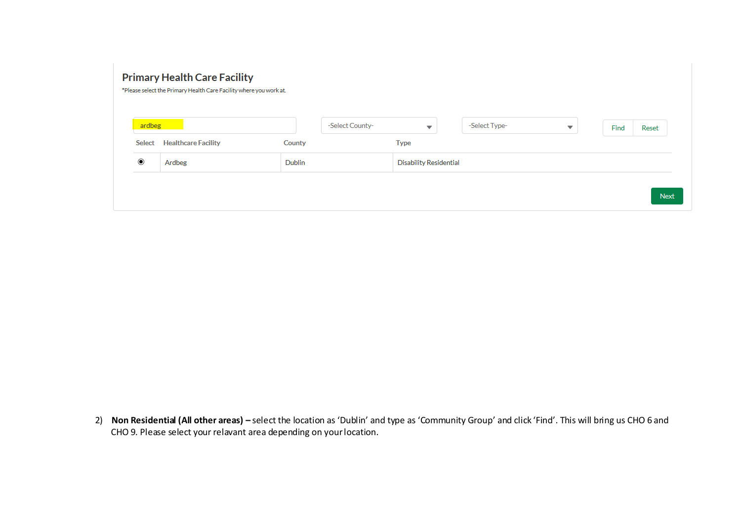## Primary Health Care Facility

*Please select the Primary Health Care Facility where you work at.

ardbeg | -Select County- | -Select Type- | Find | Reset

| Select | Healthcare Facility | County | Type |
|---|---|---|---|
| ◉ | Ardbeg | Dublin | Disability Residential |

Next

2) **Non Residential (All other areas) –** select the location as 'Dublin' and type as 'Community Group' and click 'Find'. This will bring us CHO 6 and CHO 9. Please select your relavant area depending on your location.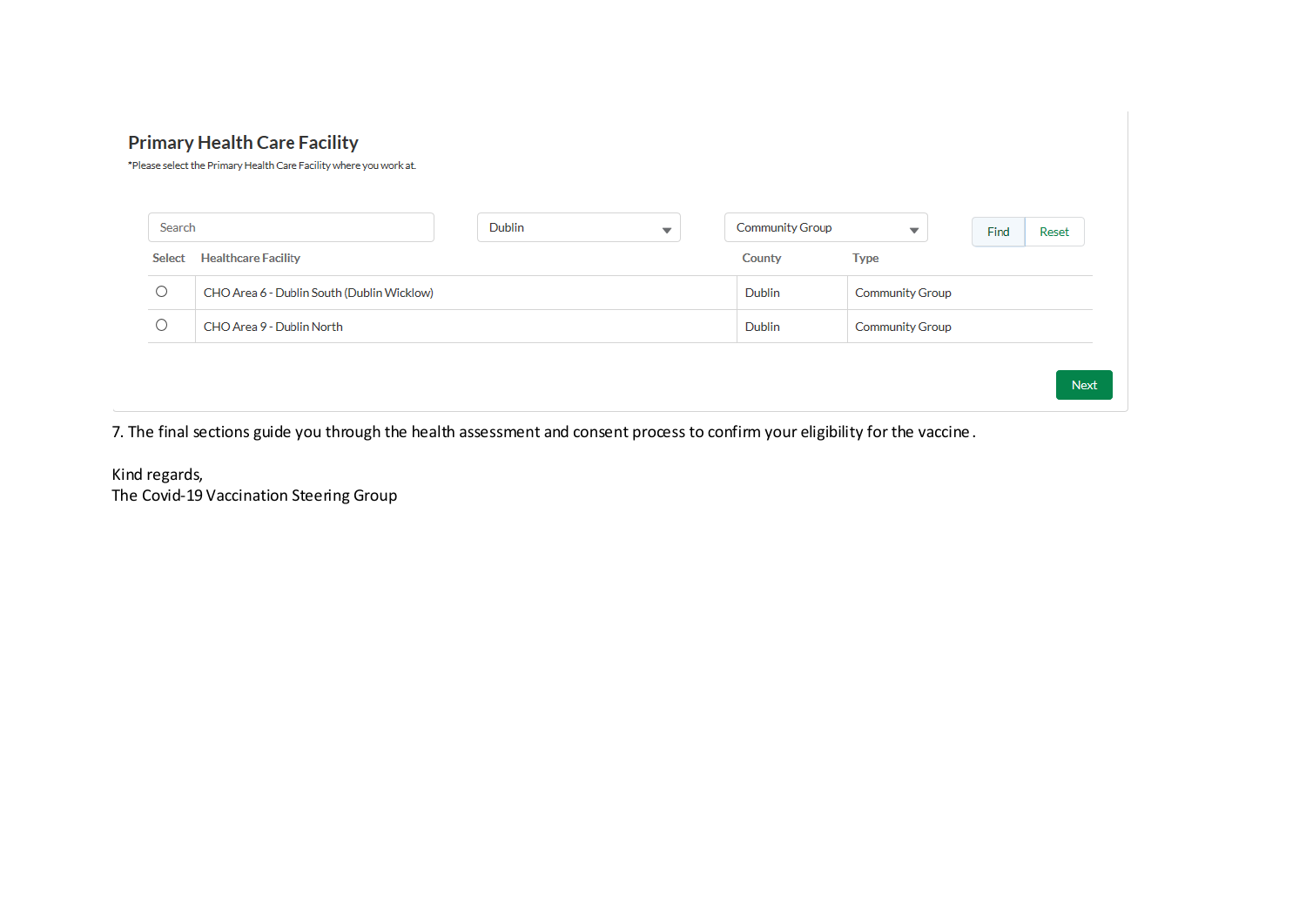## Primary Health Care Facility

*Please select the Primary Health Care Facility where you work at.

Search | Dublin | Community Group | Find | Reset

| Select | Healthcare Facility | County | Type |
|---|---|---|---|
| ○ | CHO Area 6 - Dublin South (Dublin Wicklow) | Dublin | Community Group |
| ○ | CHO Area 9 - Dublin North | Dublin | Community Group |

Next

7. The final sections guide you through the health assessment and consent process to confirm your eligibility for the vaccine.

Kind regards,
The Covid-19 Vaccination Steering Group